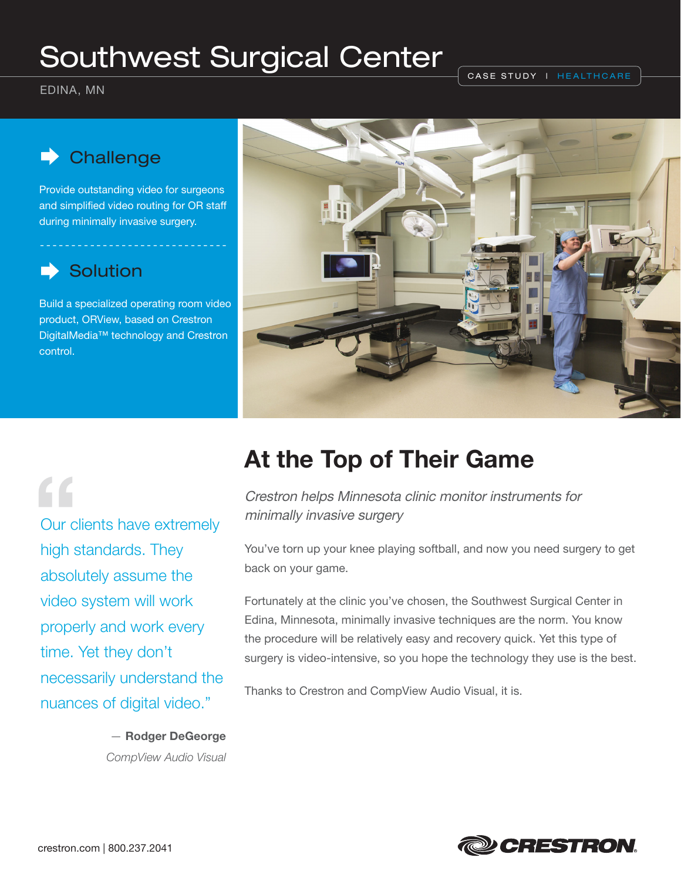# Southwest Surgical Center

EDINA, MN

CASE STUDY | HEALTHCARE

## Challenge

Provide outstanding video for surgeons and simplified video routing for OR staff during minimally invasive surgery.

## Solution

Build a specialized operating room video product, ORView, based on Crestron DigitalMedia™ technology and Crestron control.

## At the Top of Their Game

*Crestron helps Minnesota clinic monitor instruments for minimally invasive surgery*

You've torn up your knee playing softball, and now you need surgery to get back on your game.

Fortunately at the clinic you've chosen, the Southwest Surgical Center in Edina, Minnesota, minimally invasive techniques are the norm. You know the procedure will be relatively easy and recovery quick. Yet this type of surgery is video-intensive, so you hope the technology they use is the best.

Thanks to Crestron and CompView Audio Visual, it is.

> "Our clients have extremely high standards. They absolutely assume the video system will work properly and work every time. Yet they don't necessarily understand the nuances of digital video."
>
> — **Rodger DeGeorge**
> *CompView Audio Visual*

crestron.com | 800.237.2041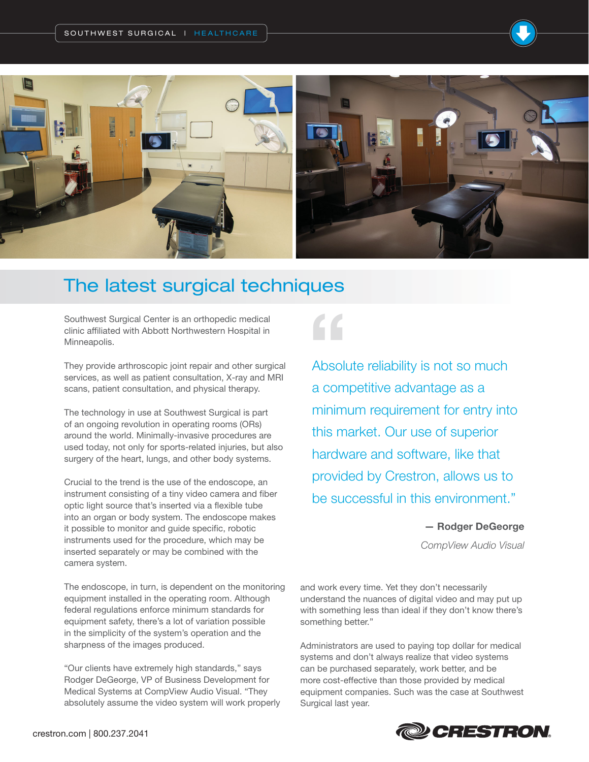# The latest surgical techniques

Southwest Surgical Center is an orthopedic medical clinic affiliated with Abbott Northwestern Hospital in Minneapolis.

They provide arthroscopic joint repair and other surgical services, as well as patient consultation, X-ray and MRI scans, patient consultation, and physical therapy.

The technology in use at Southwest Surgical is part of an ongoing revolution in operating rooms (ORs) around the world. Minimally-invasive procedures are used today, not only for sports-related injuries, but also surgery of the heart, lungs, and other body systems.

Crucial to the trend is the use of the endoscope, an instrument consisting of a tiny video camera and fiber optic light source that's inserted via a flexible tube into an organ or body system. The endoscope makes it possible to monitor and guide specific, robotic instruments used for the procedure, which may be inserted separately or may be combined with the camera system.

The endoscope, in turn, is dependent on the monitoring equipment installed in the operating room. Although federal regulations enforce minimum standards for equipment safety, there's a lot of variation possible in the simplicity of the system's operation and the sharpness of the images produced.

"Our clients have extremely high standards," says Rodger DeGeorge, VP of Business Development for Medical Systems at CompView Audio Visual. "They absolutely assume the video system will work properly and work every time. Yet they don't necessarily understand the nuances of digital video and may put up with something less than ideal if they don't know there's something better."

Administrators are used to paying top dollar for medical systems and don't always realize that video systems can be purchased separately, work better, and be more cost-effective than those provided by medical equipment companies. Such was the case at Southwest Surgical last year.

> "Absolute reliability is not so much a competitive advantage as a minimum requirement for entry into this market. Our use of superior hardware and software, like that provided by Crestron, allows us to be successful in this environment."
>
> — **Rodger DeGeorge**
> *CompView Audio Visual*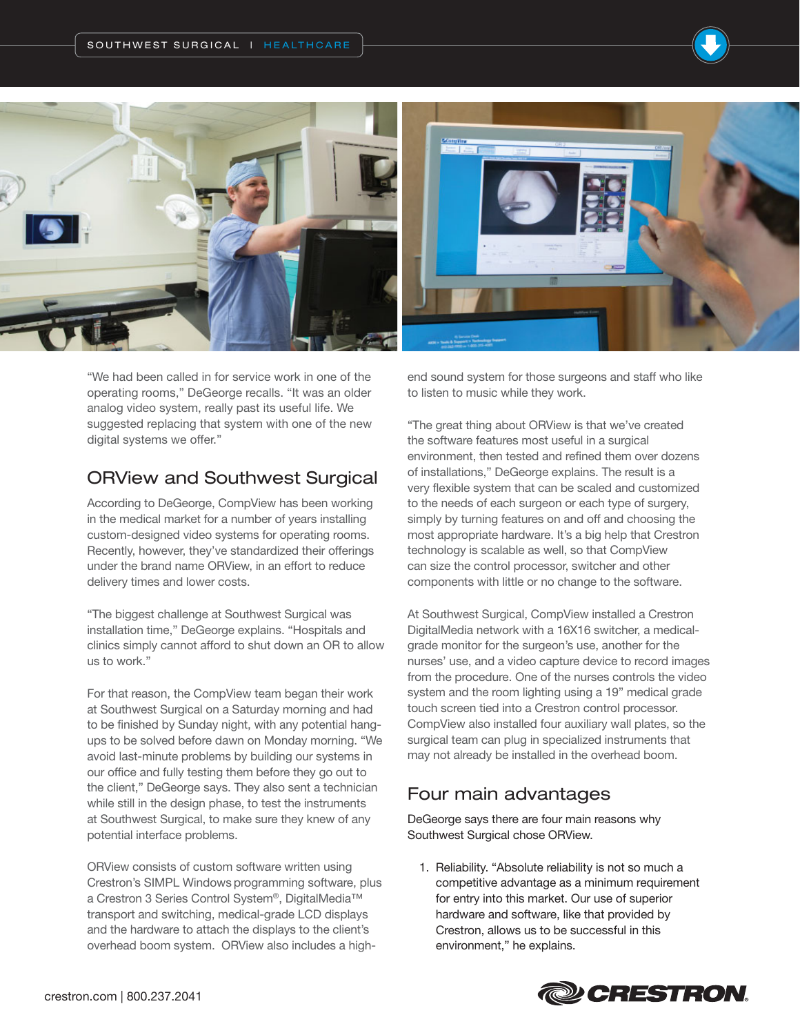"We had been called in for service work in one of the operating rooms," DeGeorge recalls. "It was an older analog video system, really past its useful life. We suggested replacing that system with one of the new digital systems we offer."

## ORView and Southwest Surgical

According to DeGeorge, CompView has been working in the medical market for a number of years installing custom-designed video systems for operating rooms. Recently, however, they've standardized their offerings under the brand name ORView, in an effort to reduce delivery times and lower costs.

"The biggest challenge at Southwest Surgical was installation time," DeGeorge explains. "Hospitals and clinics simply cannot afford to shut down an OR to allow us to work."

For that reason, the CompView team began their work at Southwest Surgical on a Saturday morning and had to be finished by Sunday night, with any potential hang-ups to be solved before dawn on Monday morning. "We avoid last-minute problems by building our systems in our office and fully testing them before they go out to the client," DeGeorge says. They also sent a technician while still in the design phase, to test the instruments at Southwest Surgical, to make sure they knew of any potential interface problems.

ORView consists of custom software written using Crestron's SIMPL Windows programming software, plus a Crestron 3 Series Control System®, DigitalMedia™ transport and switching, medical-grade LCD displays and the hardware to attach the displays to the client's overhead boom system. ORView also includes a high-end sound system for those surgeons and staff who like to listen to music while they work.

"The great thing about ORView is that we've created the software features most useful in a surgical environment, then tested and refined them over dozens of installations," DeGeorge explains. The result is a very flexible system that can be scaled and customized to the needs of each surgeon or each type of surgery, simply by turning features on and off and choosing the most appropriate hardware. It's a big help that Crestron technology is scalable as well, so that CompView can size the control processor, switcher and other components with little or no change to the software.

At Southwest Surgical, CompView installed a Crestron DigitalMedia network with a 16X16 switcher, a medical-grade monitor for the surgeon's use, another for the nurses' use, and a video capture device to record images from the procedure. One of the nurses controls the video system and the room lighting using a 19" medical grade touch screen tied into a Crestron control processor. CompView also installed four auxiliary wall plates, so the surgical team can plug in specialized instruments that may not already be installed in the overhead boom.

## Four main advantages

DeGeorge says there are four main reasons why Southwest Surgical chose ORView.

1. Reliability. "Absolute reliability is not so much a competitive advantage as a minimum requirement for entry into this market. Our use of superior hardware and software, like that provided by Crestron, allows us to be successful in this environment," he explains.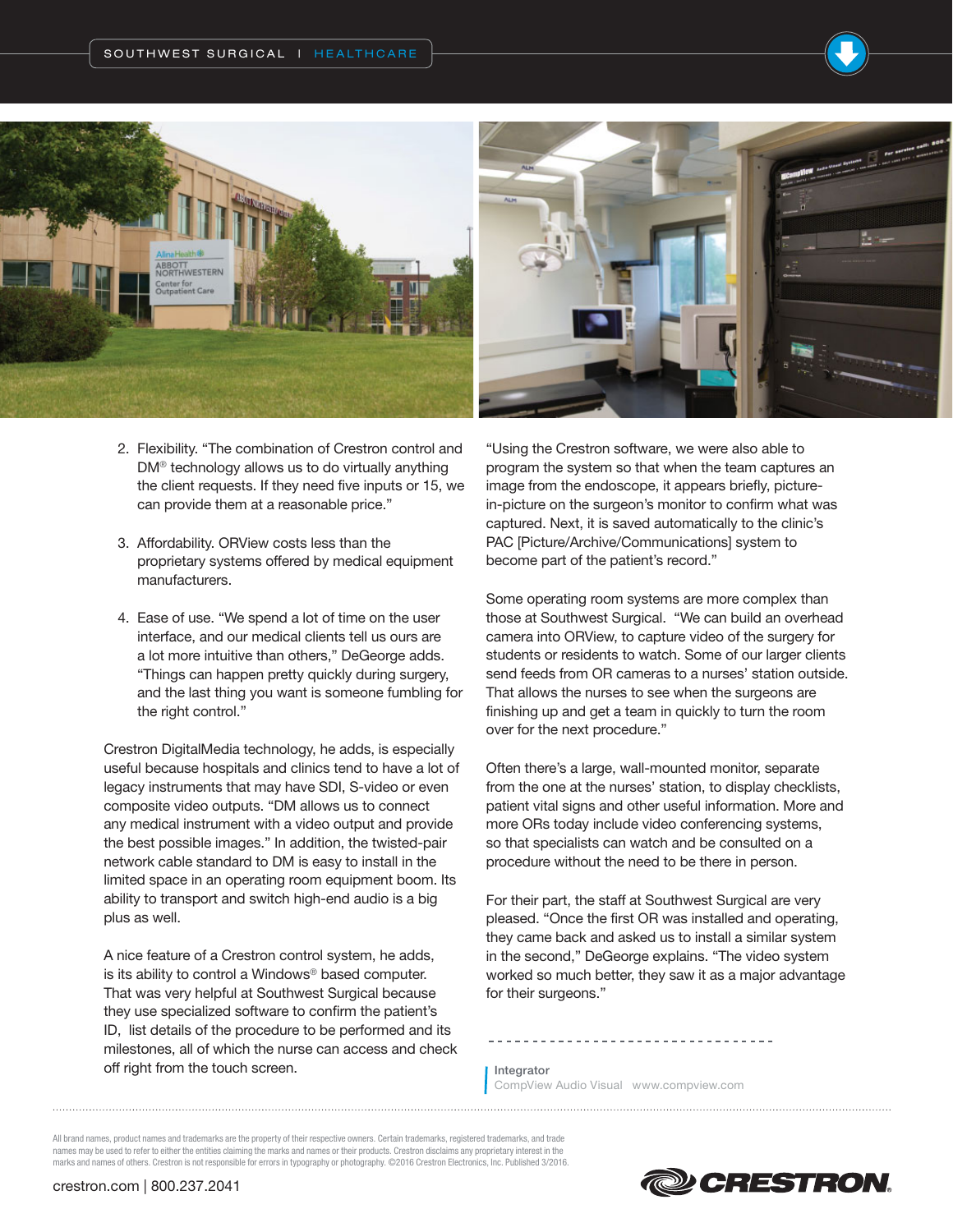2. Flexibility. "The combination of Crestron control and DM® technology allows us to do virtually anything the client requests. If they need five inputs or 15, we can provide them at a reasonable price."

3. Affordability. ORView costs less than the proprietary systems offered by medical equipment manufacturers.

4. Ease of use. "We spend a lot of time on the user interface, and our medical clients tell us ours are a lot more intuitive than others," DeGeorge adds. "Things can happen pretty quickly during surgery, and the last thing you want is someone fumbling for the right control."

Crestron DigitalMedia technology, he adds, is especially useful because hospitals and clinics tend to have a lot of legacy instruments that may have SDI, S-video or even composite video outputs. "DM allows us to connect any medical instrument with a video output and provide the best possible images." In addition, the twisted-pair network cable standard to DM is easy to install in the limited space in an operating room equipment boom. Its ability to transport and switch high-end audio is a big plus as well.

A nice feature of a Crestron control system, he adds, is its ability to control a Windows® based computer. That was very helpful at Southwest Surgical because they use specialized software to confirm the patient's ID, list details of the procedure to be performed and its milestones, all of which the nurse can access and check off right from the touch screen.

"Using the Crestron software, we were also able to program the system so that when the team captures an image from the endoscope, it appears briefly, picture-in-picture on the surgeon's monitor to confirm what was captured. Next, it is saved automatically to the clinic's PAC [Picture/Archive/Communications] system to become part of the patient's record."

Some operating room systems are more complex than those at Southwest Surgical. "We can build an overhead camera into ORView, to capture video of the surgery for students or residents to watch. Some of our larger clients send feeds from OR cameras to a nurses' station outside. That allows the nurses to see when the surgeons are finishing up and get a team in quickly to turn the room over for the next procedure."

Often there's a large, wall-mounted monitor, separate from the one at the nurses' station, to display checklists, patient vital signs and other useful information. More and more ORs today include video conferencing systems, so that specialists can watch and be consulted on a procedure without the need to be there in person.

For their part, the staff at Southwest Surgical are very pleased. "Once the first OR was installed and operating, they came back and asked us to install a similar system in the second," DeGeorge explains. "The video system worked so much better, they saw it as a major advantage for their surgeons."

Integrator
CompView Audio Visual www.compview.com

All brand names, product names and trademarks are the property of their respective owners. Certain trademarks, registered trademarks, and trade names may be used to refer to either the entities claiming the marks and names or their products. Crestron disclaims any proprietary interest in the marks and names of others. Crestron is not responsible for errors in typography or photography. ©2016 Crestron Electronics, Inc. Published 3/2016.

crestron.com | 800.237.2041